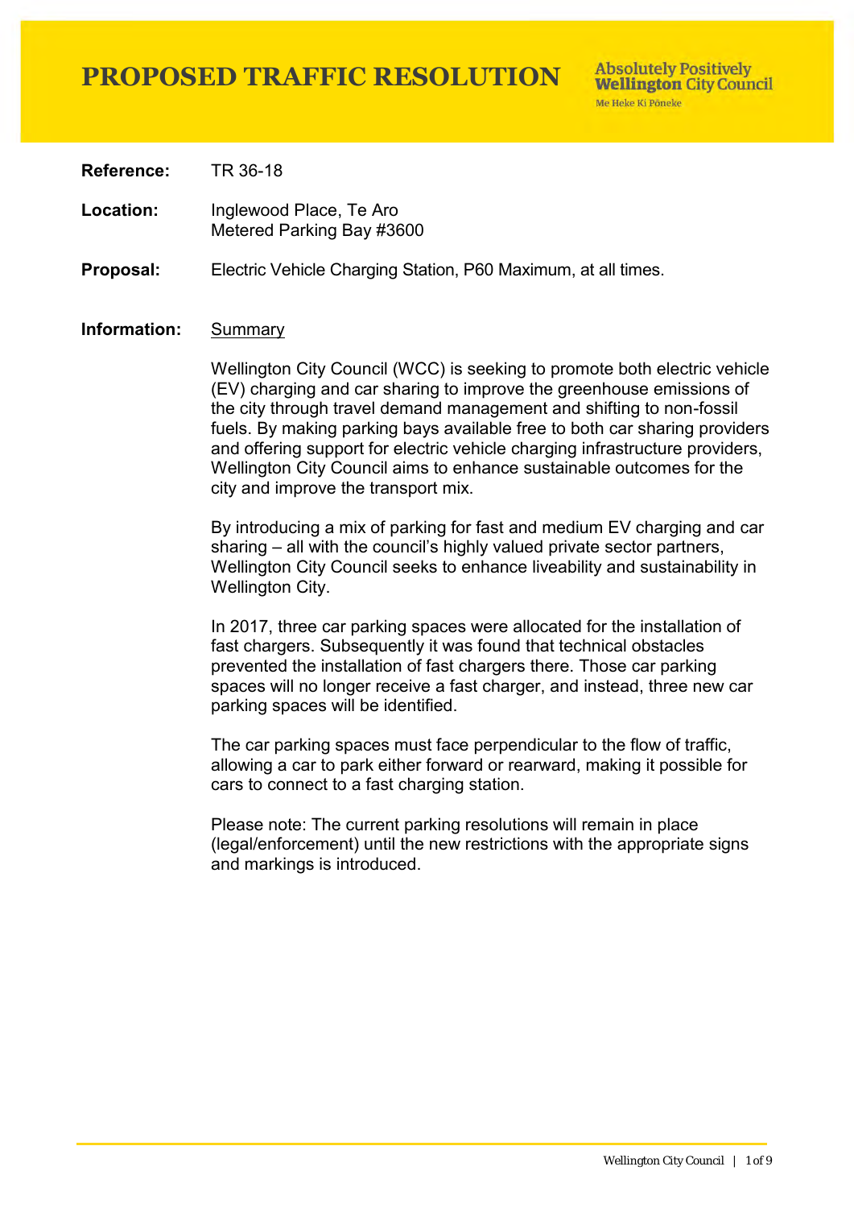# PROPOSED TRAFFIC RESOLUTION

Absolutely Positively **Wellington** City Council
Me Heke Ki Pōneke

**Reference:** TR 36-18

**Location:** Inglewood Place, Te Aro
Metered Parking Bay #3600

**Proposal:** Electric Vehicle Charging Station, P60 Maximum, at all times.

**Information:** Summary

Wellington City Council (WCC) is seeking to promote both electric vehicle (EV) charging and car sharing to improve the greenhouse emissions of the city through travel demand management and shifting to non-fossil fuels. By making parking bays available free to both car sharing providers and offering support for electric vehicle charging infrastructure providers, Wellington City Council aims to enhance sustainable outcomes for the city and improve the transport mix.

By introducing a mix of parking for fast and medium EV charging and car sharing – all with the council's highly valued private sector partners, Wellington City Council seeks to enhance liveability and sustainability in Wellington City.

In 2017, three car parking spaces were allocated for the installation of fast chargers. Subsequently it was found that technical obstacles prevented the installation of fast chargers there. Those car parking spaces will no longer receive a fast charger, and instead, three new car parking spaces will be identified.

The car parking spaces must face perpendicular to the flow of traffic, allowing a car to park either forward or rearward, making it possible for cars to connect to a fast charging station.

Please note: The current parking resolutions will remain in place (legal/enforcement) until the new restrictions with the appropriate signs and markings is introduced.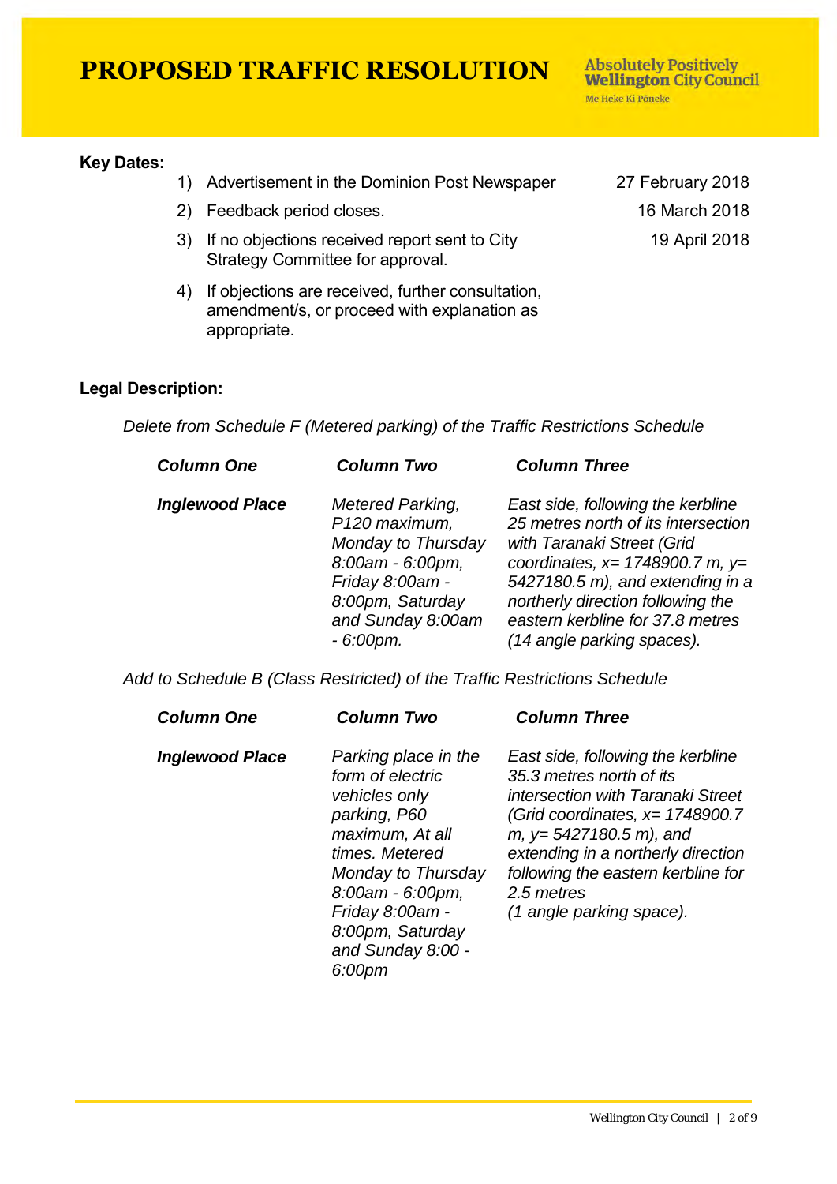# PROPOSED TRAFFIC RESOLUTION

**Key Dates:**

1) Advertisement in the Dominion Post Newspaper — 27 February 2018
2) Feedback period closes. — 16 March 2018
3) If no objections received report sent to City Strategy Committee for approval. — 19 April 2018
4) If objections are received, further consultation, amendment/s, or proceed with explanation as appropriate.

**Legal Description:**

*Delete from Schedule F (Metered parking) of the Traffic Restrictions Schedule*

| ***Column One*** | ***Column Two*** | ***Column Three*** |
|---|---|---|
| ***Inglewood Place*** | *Metered Parking, P120 maximum, Monday to Thursday 8:00am - 6:00pm, Friday 8:00am - 8:00pm, Saturday and Sunday 8:00am - 6:00pm.* | *East side, following the kerbline 25 metres north of its intersection with Taranaki Street (Grid coordinates, x= 1748900.7 m, y= 5427180.5 m), and extending in a northerly direction following the eastern kerbline for 37.8 metres (14 angle parking spaces).* |

*Add to Schedule B (Class Restricted) of the Traffic Restrictions Schedule*

| ***Column One*** | ***Column Two*** | ***Column Three*** |
|---|---|---|
| ***Inglewood Place*** | *Parking place in the form of electric vehicles only parking, P60 maximum, At all times. Metered Monday to Thursday 8:00am - 6:00pm, Friday 8:00am - 8:00pm, Saturday and Sunday 8:00 - 6:00pm* | *East side, following the kerbline 35.3 metres north of its intersection with Taranaki Street (Grid coordinates, x= 1748900.7 m, y= 5427180.5 m), and extending in a northerly direction following the eastern kerbline for 2.5 metres (1 angle parking space).* |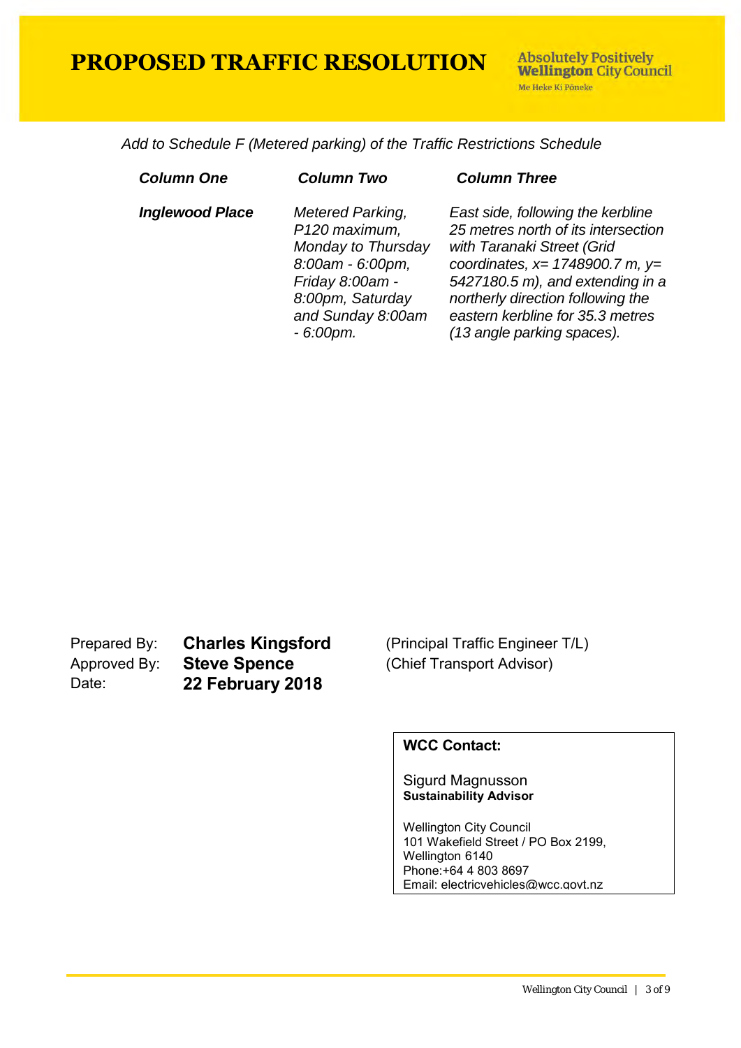# PROPOSED TRAFFIC RESOLUTION

Absolutely Positively **Wellington** City Council
Me Heke Ki Pōneke

*Add to Schedule F (Metered parking) of the Traffic Restrictions Schedule*

| ***Column One*** | ***Column Two*** | ***Column Three*** |
| --- | --- | --- |
| ***Inglewood Place*** | *Metered Parking, P120 maximum, Monday to Thursday 8:00am - 6:00pm, Friday 8:00am - 8:00pm, Saturday and Sunday 8:00am - 6:00pm.* | *East side, following the kerbline 25 metres north of its intersection with Taranaki Street (Grid coordinates, x= 1748900.7 m, y= 5427180.5 m), and extending in a northerly direction following the eastern kerbline for 35.3 metres (13 angle parking spaces).* |

Prepared By: **Charles Kingsford** (Principal Traffic Engineer T/L)
Approved By: **Steve Spence** (Chief Transport Advisor)
Date: **22 February 2018**

**WCC Contact:**

Sigurd Magnusson
**Sustainability Advisor**

Wellington City Council
101 Wakefield Street / PO Box 2199,
Wellington 6140
Phone:+64 4 803 8697
Email: electricvehicles@wcc.govt.nz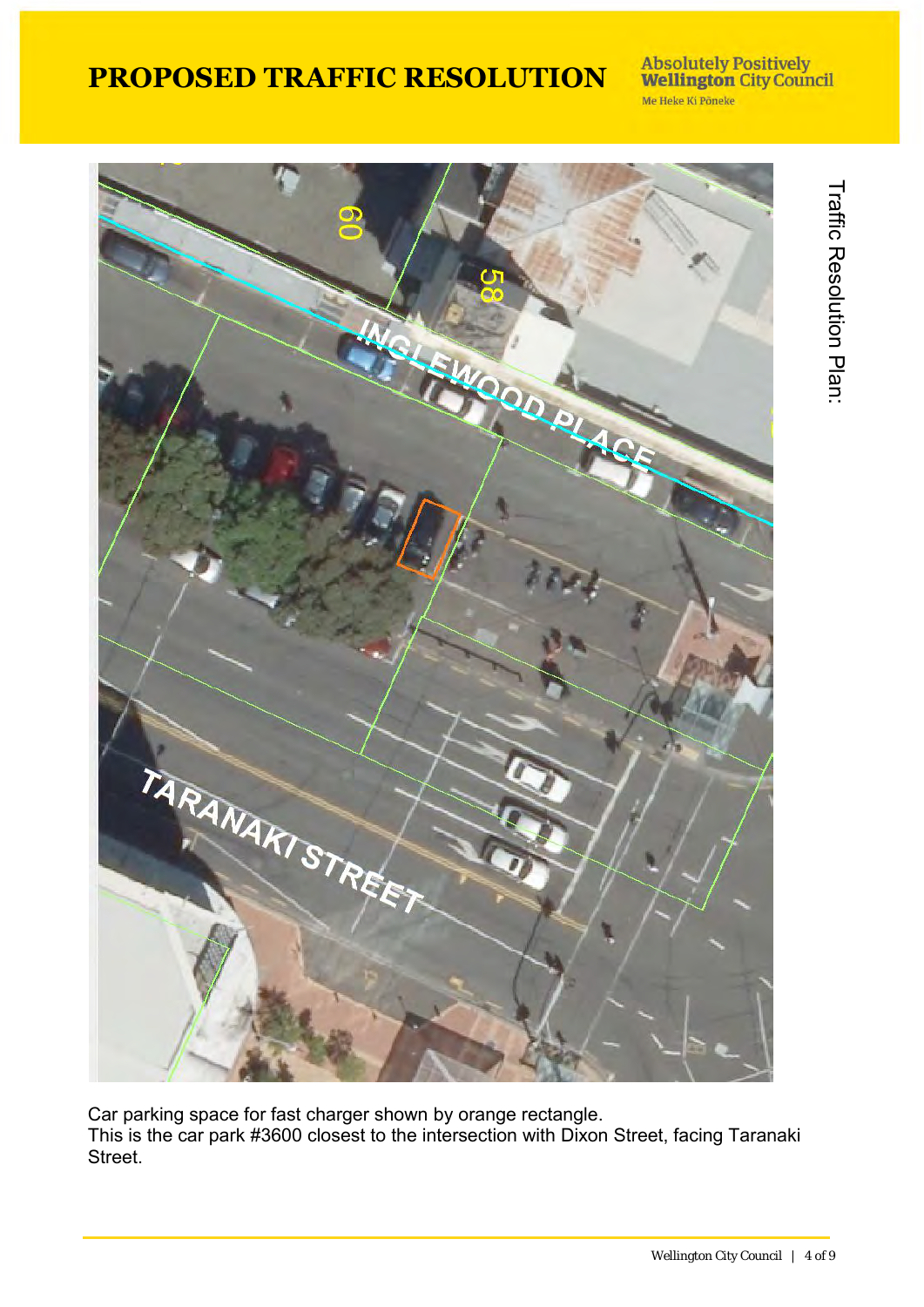# PROPOSED TRAFFIC RESOLUTION

Traffic Resolution Plan:

Car parking space for fast charger shown by orange rectangle.
This is the car park #3600 closest to the intersection with Dixon Street, facing Taranaki Street.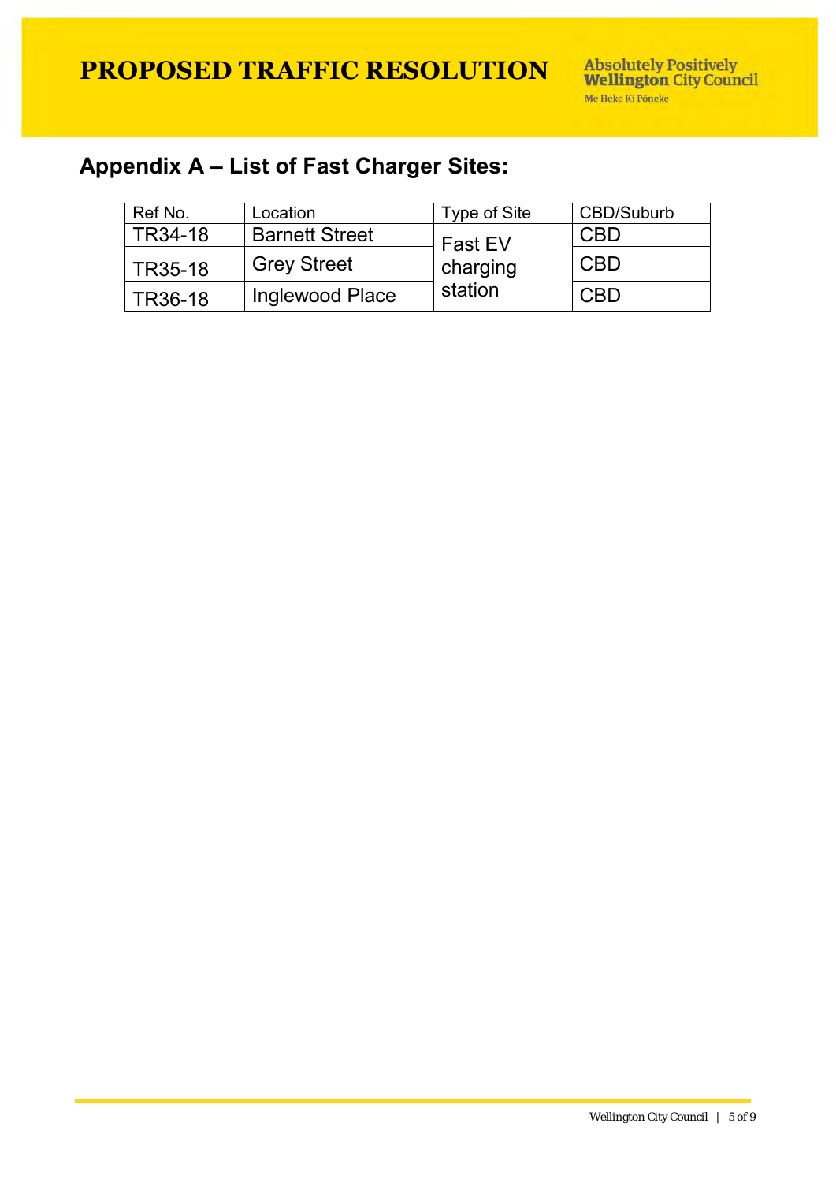## Appendix A – List of Fast Charger Sites:

| Ref No. | Location | Type of Site | CBD/Suburb |
|---|---|---|---|
| TR34-18 | Barnett Street | Fast EV charging station | CBD |
| TR35-18 | Grey Street | | CBD |
| TR36-18 | Inglewood Place | | CBD |